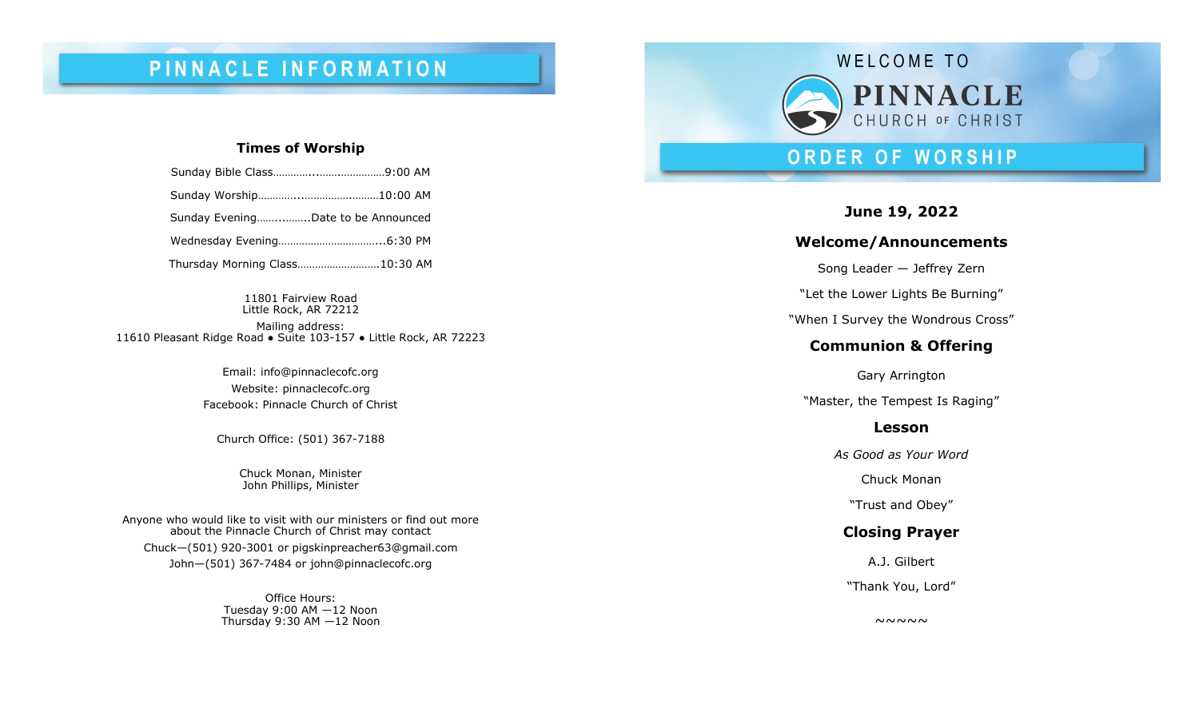# PINNACLE INFORMATION

### Times of Worship

Sunday Bible Class……………………………9:00 AM

Sunday Worship………………………………10:00 AM

Sunday Evening………….Date to be Announced

Wednesday Evening……………………………..6:30 PM

Thursday Morning Class……………………….10:30 AM

11801 Fairview Road
Little Rock, AR 72212

Mailing address:
11610 Pleasant Ridge Road • Suite 103-157 • Little Rock, AR 72223

Email: info@pinnaclecofc.org
Website: pinnaclecofc.org
Facebook: Pinnacle Church of Christ

Church Office: (501) 367-7188

Chuck Monan, Minister
John Phillips, Minister

Anyone who would like to visit with our ministers or find out more about the Pinnacle Church of Christ may contact

Chuck—(501) 920-3001 or pigskinpreacher63@gmail.com

John—(501) 367-7484 or john@pinnaclecofc.org

Office Hours:
Tuesday 9:00 AM —12 Noon
Thursday 9:30 AM —12 Noon

WELCOME TO

# PINNACLE CHURCH OF CHRIST

# ORDER OF WORSHIP

### June 19, 2022

### Welcome/Announcements

Song Leader — Jeffrey Zern

"Let the Lower Lights Be Burning"

"When I Survey the Wondrous Cross"

### Communion & Offering

Gary Arrington

"Master, the Tempest Is Raging"

### Lesson

*As Good as Your Word*

Chuck Monan

"Trust and Obey"

### Closing Prayer

A.J. Gilbert

"Thank You, Lord"

~~~~~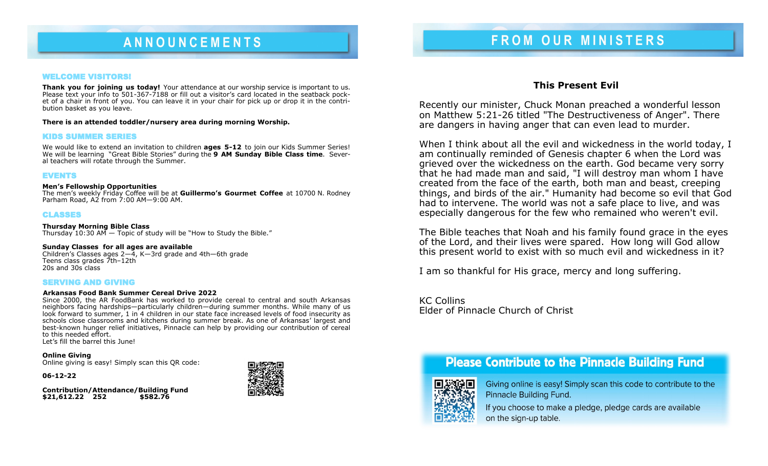# ANNOUNCEMENTS

### WELCOME VISITORS!

**Thank you for joining us today!** Your attendance at our worship service is important to us. Please text your info to 501-367-7188 or fill out a visitor's card located in the seatback pocket of a chair in front of you. You can leave it in your chair for pick up or drop it in the contribution basket as you leave.

**There is an attended toddler/nursery area during morning Worship.**

### KIDS SUMMER SERIES

We would like to extend an invitation to children **ages 5-12** to join our Kids Summer Series! We will be learning "Great Bible Stories" during the **9 AM Sunday Bible Class time**. Several teachers will rotate through the Summer.

### EVENTS

**Men's Fellowship Opportunities**
The men's weekly Friday Coffee will be at **Guillermo's Gourmet Coffee** at 10700 N. Rodney Parham Road, A2 from 7:00 AM—9:00 AM.

### CLASSES

**Thursday Morning Bible Class**
Thursday 10:30 AM — Topic of study will be "How to Study the Bible."

**Sunday Classes for all ages are available**
Children's Classes ages 2—4, K—3rd grade and 4th—6th grade
Teens class grades 7th–12th
20s and 30s class

### SERVING AND GIVING

**Arkansas Food Bank Summer Cereal Drive 2022**
Since 2000, the AR FoodBank has worked to provide cereal to central and south Arkansas neighbors facing hardships—particularly children—during summer months. While many of us look forward to summer, 1 in 4 children in our state face increased levels of food insecurity as schools close classrooms and kitchens during summer break. As one of Arkansas' largest and best-known hunger relief initiatives, Pinnacle can help by providing our contribution of cereal to this needed effort.
Let's fill the barrel this June!

**Online Giving**
Online giving is easy! Simply scan this QR code:

**06-12-22**

| Contribution/Attendance/Building Fund | | |
|---|---|---|
| **$21,612.22** | **252** | **$582.76** |

# FROM OUR MINISTERS

## This Present Evil

Recently our minister, Chuck Monan preached a wonderful lesson on Matthew 5:21-26 titled "The Destructiveness of Anger". There are dangers in having anger that can even lead to murder.

When I think about all the evil and wickedness in the world today, I am continually reminded of Genesis chapter 6 when the Lord was grieved over the wickedness on the earth. God became very sorry that he had made man and said, "I will destroy man whom I have created from the face of the earth, both man and beast, creeping things, and birds of the air." Humanity had become so evil that God had to intervene. The world was not a safe place to live, and was especially dangerous for the few who remained who weren't evil.

The Bible teaches that Noah and his family found grace in the eyes of the Lord, and their lives were spared. How long will God allow this present world to exist with so much evil and wickedness in it?

I am so thankful for His grace, mercy and long suffering.

KC Collins
Elder of Pinnacle Church of Christ

## Please Contribute to the Pinnacle Building Fund

Giving online is easy! Simply scan this code to contribute to the Pinnacle Building Fund.

If you choose to make a pledge, pledge cards are available on the sign-up table.